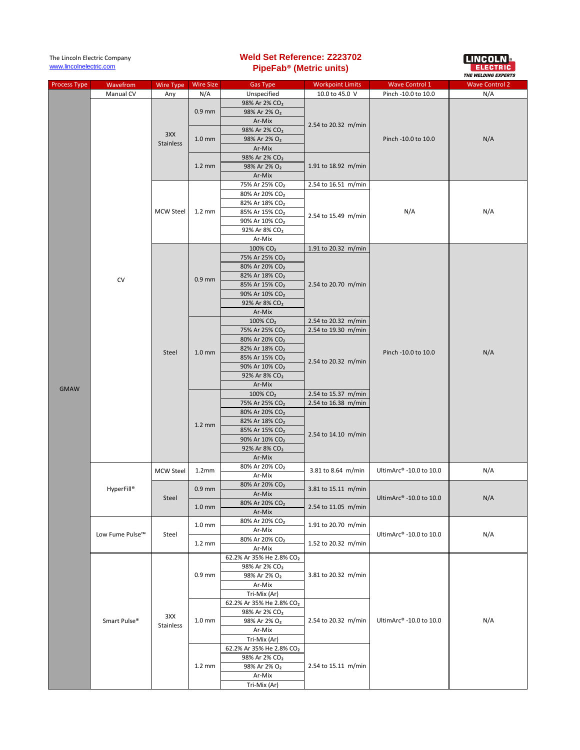The Lincoln Electric Company
www.lincolnelectric.com

# Weld Set Reference: Z223702
## PipeFab® (Metric units)

| Process Type | Wavefrom | Wire Type | Wire Size | Gas Type | Workpoint Limits | Wave Control 1 | Wave Control 2 |
|---|---|---|---|---|---|---|---|
| GMAW | Manual CV | Any | N/A | Unspecified | 10.0 to 45.0 V | Pinch -10.0 to 10.0 | N/A |
| | CV | 3XX Stainless | 0.9 mm | 98% Ar 2% $CO_2$ | 2.54 to 20.32 m/min | Pinch -10.0 to 10.0 | N/A |
| | | | | 98% Ar 2% $O_2$ | | | |
| | | | | Ar-Mix | | | |
| | | | 1.0 mm | 98% Ar 2% $CO_2$ | | | |
| | | | | 98% Ar 2% $O_2$ | | | |
| | | | | Ar-Mix | | | |
| | | | 1.2 mm | 98% Ar 2% $CO_2$ | 1.91 to 18.92 m/min | | |
| | | | | 98% Ar 2% $O_2$ | | | |
| | | | | Ar-Mix | | | |
| | | MCW Steel | 1.2 mm | 75% Ar 25% $CO_2$ | 2.54 to 16.51 m/min | N/A | N/A |
| | | | | 80% Ar 20% $CO_2$ | 2.54 to 15.49 m/min | | |
| | | | | 82% Ar 18% $CO_2$ | | | |
| | | | | 85% Ar 15% $CO_2$ | | | |
| | | | | 90% Ar 10% $CO_2$ | | | |
| | | | | 92% Ar 8% $CO_2$ | | | |
| | | | | Ar-Mix | | | |
| | | Steel | 0.9 mm | 100% $CO_2$ | 1.91 to 20.32 m/min | Pinch -10.0 to 10.0 | N/A |
| | | | | 75% Ar 25% $CO_2$ | 2.54 to 20.70 m/min | | |
| | | | | 80% Ar 20% $CO_2$ | | | |
| | | | | 82% Ar 18% $CO_2$ | | | |
| | | | | 85% Ar 15% $CO_2$ | | | |
| | | | | 90% Ar 10% $CO_2$ | | | |
| | | | | 92% Ar 8% $CO_2$ | | | |
| | | | | Ar-Mix | | | |
| | | | 1.0 mm | 100% $CO_2$ | 2.54 to 20.32 m/min | | |
| | | | | 75% Ar 25% $CO_2$ | 2.54 to 19.30 m/min | | |
| | | | | 80% Ar 20% $CO_2$ | 2.54 to 20.32 m/min | | |
| | | | | 82% Ar 18% $CO_2$ | | | |
| | | | | 85% Ar 15% $CO_2$ | | | |
| | | | | 90% Ar 10% $CO_2$ | | | |
| | | | | 92% Ar 8% $CO_2$ | | | |
| | | | | Ar-Mix | | | |
| | | | 1.2 mm | 100% $CO_2$ | 2.54 to 15.37 m/min | | |
| | | | | 75% Ar 25% $CO_2$ | 2.54 to 16.38 m/min | | |
| | | | | 80% Ar 20% $CO_2$ | 2.54 to 14.10 m/min | | |
| | | | | 82% Ar 18% $CO_2$ | | | |
| | | | | 85% Ar 15% $CO_2$ | | | |
| | | | | 90% Ar 10% $CO_2$ | | | |
| | | | | 92% Ar 8% $CO_2$ | | | |
| | | | | Ar-Mix | | | |
| | HyperFill® | MCW Steel | 1.2mm | 80% Ar 20% $CO_2$ | 3.81 to 8.64 m/min | UltimArc® -10.0 to 10.0 | N/A |
| | | | | Ar-Mix | | | |
| | | Steel | 0.9 mm | 80% Ar 20% $CO_2$ | 3.81 to 15.11 m/min | UltimArc® -10.0 to 10.0 | N/A |
| | | | | Ar-Mix | | | |
| | | | 1.0 mm | 80% Ar 20% $CO_2$ | 2.54 to 11.05 m/min | | |
| | | | | Ar-Mix | | | |
| | Low Fume Pulse™ | Steel | 1.0 mm | 80% Ar 20% $CO_2$ | 1.91 to 20.70 m/min | UltimArc® -10.0 to 10.0 | N/A |
| | | | | Ar-Mix | | | |
| | | | 1.2 mm | 80% Ar 20% $CO_2$ | 1.52 to 20.32 m/min | | |
| | | | | Ar-Mix | | | |
| | Smart Pulse® | 3XX Stainless | 0.9 mm | 62.2% Ar 35% He 2.8% $CO_2$ | 3.81 to 20.32 m/min | UltimArc® -10.0 to 10.0 | N/A |
| | | | | 98% Ar 2% $CO_2$ | | | |
| | | | | 98% Ar 2% $O_2$ | | | |
| | | | | Ar-Mix | | | |
| | | | | Tri-Mix (Ar) | | | |
| | | | 1.0 mm | 62.2% Ar 35% He 2.8% $CO_2$ | 2.54 to 20.32 m/min | | |
| | | | | 98% Ar 2% $CO_2$ | | | |
| | | | | 98% Ar 2% $O_2$ | | | |
| | | | | Ar-Mix | | | |
| | | | | Tri-Mix (Ar) | | | |
| | | | 1.2 mm | 62.2% Ar 35% He 2.8% $CO_2$ | 2.54 to 15.11 m/min | | |
| | | | | 98% Ar 2% $CO_2$ | | | |
| | | | | 98% Ar 2% $O_2$ | | | |
| | | | | Ar-Mix | | | |
| | | | | Tri-Mix (Ar) | | | |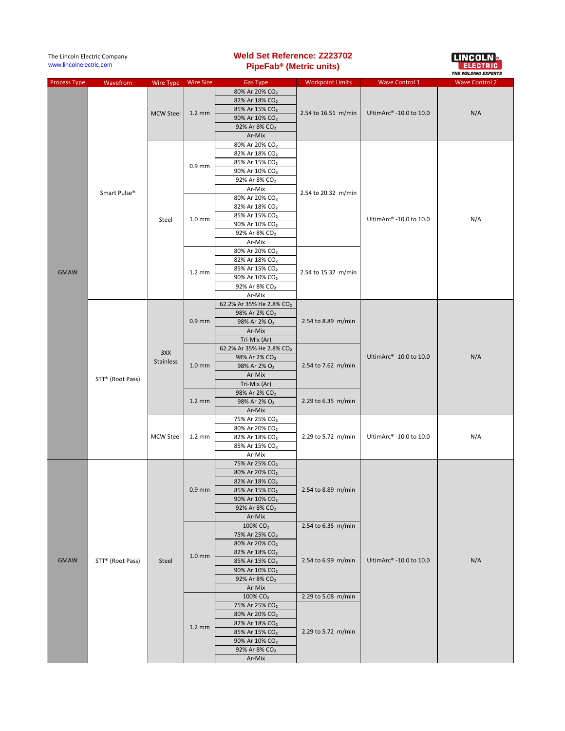The Lincoln Electric Company
www.lincolnelectric.com

# Weld Set Reference: Z223702
## PipeFab® (Metric units)

| Process Type | Wavefrom | Wire Type | Wire Size | Gas Type | Workpoint Limits | Wave Control 1 | Wave Control 2 |
|---|---|---|---|---|---|---|---|
| GMAW | Smart Pulse® | MCW Steel | 1.2 mm | 80% Ar 20% $CO_2$ | 2.54 to 16.51 m/min | UltimArc® -10.0 to 10.0 | N/A |
| | | | | 82% Ar 18% $CO_2$ | | | |
| | | | | 85% Ar 15% $CO_2$ | | | |
| | | | | 90% Ar 10% $CO_2$ | | | |
| | | | | 92% Ar 8% $CO_2$ | | | |
| | | | | Ar-Mix | | | |
| | | Steel | 0.9 mm | 80% Ar 20% $CO_2$ | 2.54 to 20.32 m/min | UltimArc® -10.0 to 10.0 | N/A |
| | | | | 82% Ar 18% $CO_2$ | | | |
| | | | | 85% Ar 15% $CO_2$ | | | |
| | | | | 90% Ar 10% $CO_2$ | | | |
| | | | | 92% Ar 8% $CO_2$ | | | |
| | | | | Ar-Mix | | | |
| | | | 1.0 mm | 80% Ar 20% $CO_2$ | | | |
| | | | | 82% Ar 18% $CO_2$ | | | |
| | | | | 85% Ar 15% $CO_2$ | | | |
| | | | | 90% Ar 10% $CO_2$ | | | |
| | | | | 92% Ar 8% $CO_2$ | | | |
| | | | | Ar-Mix | | | |
| | | | 1.2 mm | 80% Ar 20% $CO_2$ | 2.54 to 15.37 m/min | | |
| | | | | 82% Ar 18% $CO_2$ | | | |
| | | | | 85% Ar 15% $CO_2$ | | | |
| | | | | 90% Ar 10% $CO_2$ | | | |
| | | | | 92% Ar 8% $CO_2$ | | | |
| | | | | Ar-Mix | | | |
| | STT® (Root Pass) | 3XX Stainless | 0.9 mm | 62.2% Ar 35% He 2.8% $CO_2$ | 2.54 to 8.89 m/min | UltimArc® -10.0 to 10.0 | N/A |
| | | | | 98% Ar 2% $CO_2$ | | | |
| | | | | 98% Ar 2% $O_2$ | | | |
| | | | | Ar-Mix | | | |
| | | | | Tri-Mix (Ar) | | | |
| | | | 1.0 mm | 62.2% Ar 35% He 2.8% $CO_2$ | 2.54 to 7.62 m/min | | |
| | | | | 98% Ar 2% $CO_2$ | | | |
| | | | | 98% Ar 2% $O_2$ | | | |
| | | | | Ar-Mix | | | |
| | | | | Tri-Mix (Ar) | | | |
| | | | 1.2 mm | 98% Ar 2% $CO_2$ | 2.29 to 6.35 m/min | | |
| | | | | 98% Ar 2% $O_2$ | | | |
| | | | | Ar-Mix | | | |
| | | MCW Steel | 1.2 mm | 75% Ar 25% $CO_2$ | 2.29 to 5.72 m/min | UltimArc® -10.0 to 10.0 | N/A |
| | | | | 80% Ar 20% $CO_2$ | | | |
| | | | | 82% Ar 18% $CO_2$ | | | |
| | | | | 85% Ar 15% $CO_2$ | | | |
| | | | | Ar-Mix | | | |
| GMAW | STT® (Root Pass) | Steel | 0.9 mm | 75% Ar 25% $CO_2$ | 2.54 to 8.89 m/min | UltimArc® -10.0 to 10.0 | N/A |
| | | | | 80% Ar 20% $CO_2$ | | | |
| | | | | 82% Ar 18% $CO_2$ | | | |
| | | | | 85% Ar 15% $CO_2$ | | | |
| | | | | 90% Ar 10% $CO_2$ | | | |
| | | | | 92% Ar 8% $CO_2$ | | | |
| | | | | Ar-Mix | | | |
| | | | 1.0 mm | 100% $CO_2$ | 2.54 to 6.35 m/min | | |
| | | | | 75% Ar 25% $CO_2$ | 2.54 to 6.99 m/min | | |
| | | | | 80% Ar 20% $CO_2$ | | | |
| | | | | 82% Ar 18% $CO_2$ | | | |
| | | | | 85% Ar 15% $CO_2$ | | | |
| | | | | 90% Ar 10% $CO_2$ | | | |
| | | | | 92% Ar 8% $CO_2$ | | | |
| | | | | Ar-Mix | | | |
| | | | 1.2 mm | 100% $CO_2$ | 2.29 to 5.08 m/min | | |
| | | | | 75% Ar 25% $CO_2$ | 2.29 to 5.72 m/min | | |
| | | | | 80% Ar 20% $CO_2$ | | | |
| | | | | 82% Ar 18% $CO_2$ | | | |
| | | | | 85% Ar 15% $CO_2$ | | | |
| | | | | 90% Ar 10% $CO_2$ | | | |
| | | | | 92% Ar 8% $CO_2$ | | | |
| | | | | Ar-Mix | | | |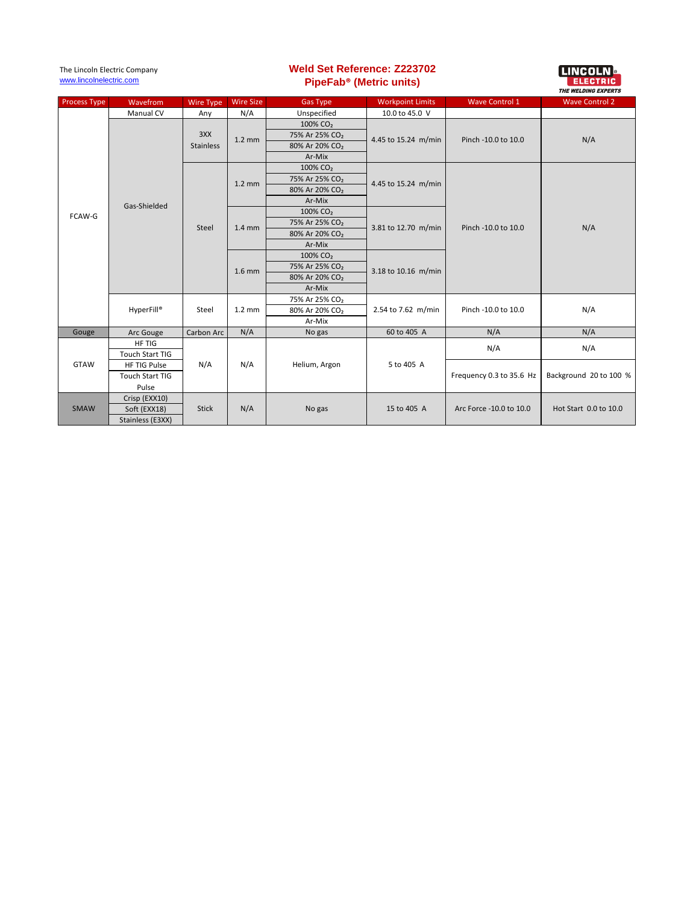The Lincoln Electric Company
www.lincolnelectric.com

# Weld Set Reference: Z223702
## PipeFab® (Metric units)

LINCOLN ELECTRIC
THE WELDING EXPERTS

| Process Type | Wavefrom | Wire Type | Wire Size | Gas Type | Workpoint Limits | Wave Control 1 | Wave Control 2 |
|---|---|---|---|---|---|---|---|
| FCAW-G | Manual CV | Any | N/A | Unspecified | 10.0 to 45.0 V | | |
| | Gas-Shielded | 3XX Stainless | 1.2 mm | 100% $CO_2$ | 4.45 to 15.24 m/min | Pinch -10.0 to 10.0 | N/A |
| | | | | 75% Ar 25% $CO_2$ | | | |
| | | | | 80% Ar 20% $CO_2$ | | | |
| | | | | Ar-Mix | | | |
| | | Steel | 1.2 mm | 100% $CO_2$ | 4.45 to 15.24 m/min | Pinch -10.0 to 10.0 | N/A |
| | | | | 75% Ar 25% $CO_2$ | | | |
| | | | | 80% Ar 20% $CO_2$ | | | |
| | | | | Ar-Mix | | | |
| | | | 1.4 mm | 100% $CO_2$ | 3.81 to 12.70 m/min | | |
| | | | | 75% Ar 25% $CO_2$ | | | |
| | | | | 80% Ar 20% $CO_2$ | | | |
| | | | | Ar-Mix | | | |
| | | | 1.6 mm | 100% $CO_2$ | 3.18 to 10.16 m/min | | |
| | | | | 75% Ar 25% $CO_2$ | | | |
| | | | | 80% Ar 20% $CO_2$ | | | |
| | | | | Ar-Mix | | | |
| | HyperFill® | Steel | 1.2 mm | 75% Ar 25% $CO_2$ | 2.54 to 7.62 m/min | Pinch -10.0 to 10.0 | N/A |
| | | | | 80% Ar 20% $CO_2$ | | | |
| | | | | Ar-Mix | | | |
| Gouge | Arc Gouge | Carbon Arc | N/A | No gas | 60 to 405 A | N/A | N/A |
| GTAW | HF TIG | N/A | N/A | Helium, Argon | 5 to 405 A | N/A | N/A |
| | Touch Start TIG | | | | | | |
| | HF TIG Pulse | | | | | Frequency 0.3 to 35.6 Hz | Background 20 to 100 % |
| | Touch Start TIG Pulse | | | | | | |
| SMAW | Crisp (EXX10) | Stick | N/A | No gas | 15 to 405 A | Arc Force -10.0 to 10.0 | Hot Start 0.0 to 10.0 |
| | Soft (EXX18) | | | | | | |
| | Stainless (E3XX) | | | | | | |